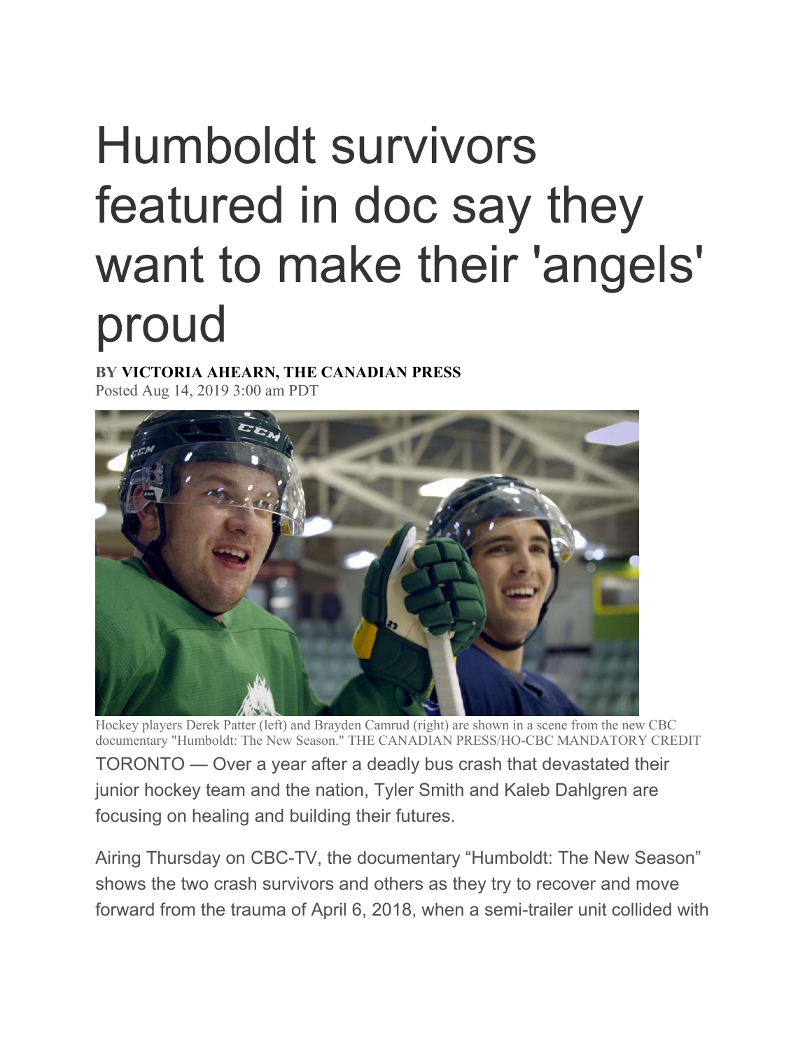# Humboldt survivors featured in doc say they want to make their 'angels' proud

**BY VICTORIA AHEARN, THE CANADIAN PRESS**
Posted Aug 14, 2019 3:00 am PDT

Hockey players Derek Patter (left) and Brayden Camrud (right) are shown in a scene from the new CBC documentary "Humboldt: The New Season." THE CANADIAN PRESS/HO-CBC MANDATORY CREDIT

TORONTO — Over a year after a deadly bus crash that devastated their junior hockey team and the nation, Tyler Smith and Kaleb Dahlgren are focusing on healing and building their futures.

Airing Thursday on CBC-TV, the documentary "Humboldt: The New Season" shows the two crash survivors and others as they try to recover and move forward from the trauma of April 6, 2018, when a semi-trailer unit collided with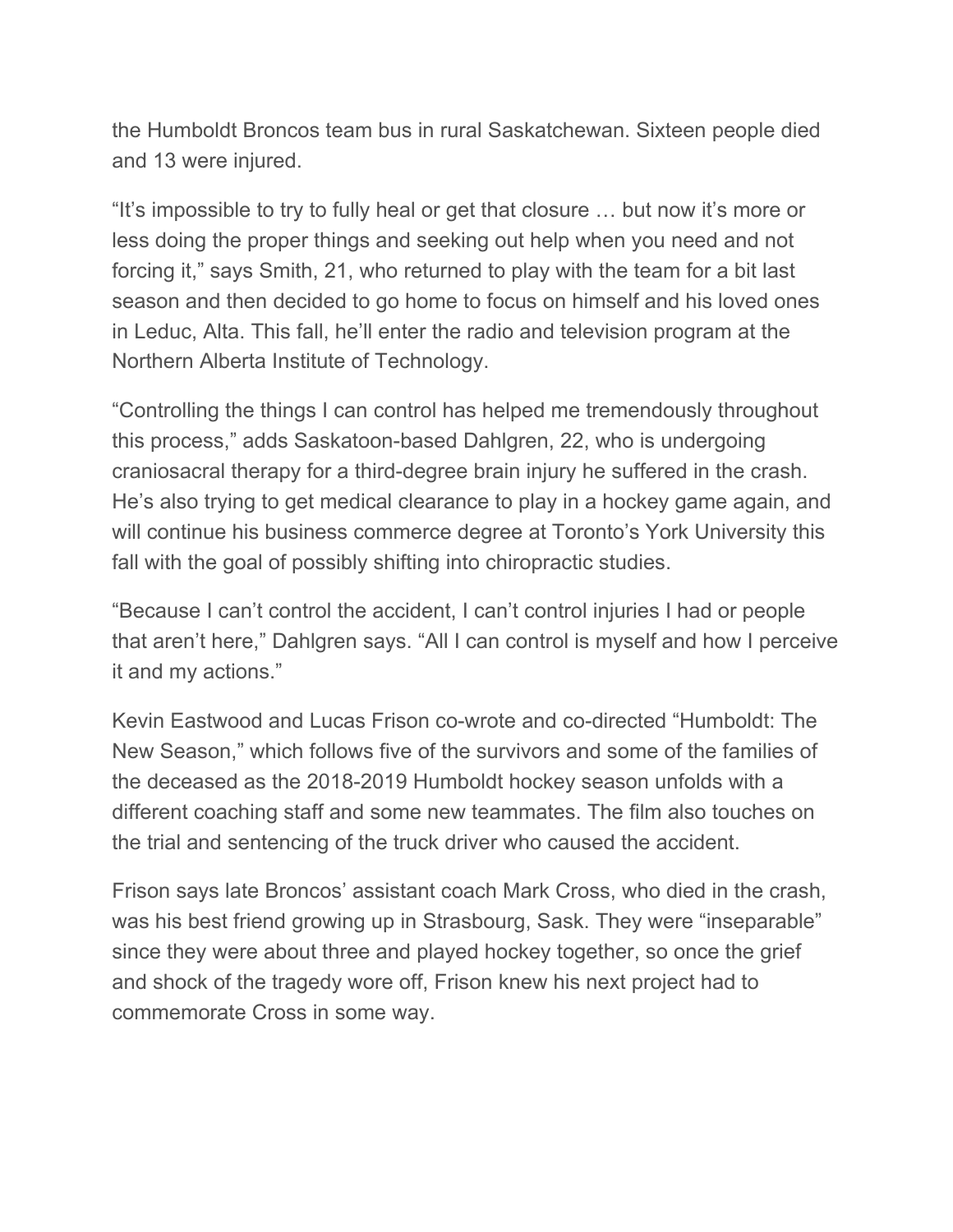the Humboldt Broncos team bus in rural Saskatchewan. Sixteen people died and 13 were injured.

“It’s impossible to try to fully heal or get that closure … but now it’s more or less doing the proper things and seeking out help when you need and not forcing it,” says Smith, 21, who returned to play with the team for a bit last season and then decided to go home to focus on himself and his loved ones in Leduc, Alta. This fall, he’ll enter the radio and television program at the Northern Alberta Institute of Technology.

“Controlling the things I can control has helped me tremendously throughout this process,” adds Saskatoon-based Dahlgren, 22, who is undergoing craniosacral therapy for a third-degree brain injury he suffered in the crash. He’s also trying to get medical clearance to play in a hockey game again, and will continue his business commerce degree at Toronto’s York University this fall with the goal of possibly shifting into chiropractic studies.

“Because I can’t control the accident, I can’t control injuries I had or people that aren’t here,” Dahlgren says. “All I can control is myself and how I perceive it and my actions.”

Kevin Eastwood and Lucas Frison co-wrote and co-directed “Humboldt: The New Season,” which follows five of the survivors and some of the families of the deceased as the 2018-2019 Humboldt hockey season unfolds with a different coaching staff and some new teammates. The film also touches on the trial and sentencing of the truck driver who caused the accident.

Frison says late Broncos’ assistant coach Mark Cross, who died in the crash, was his best friend growing up in Strasbourg, Sask. They were “inseparable” since they were about three and played hockey together, so once the grief and shock of the tragedy wore off, Frison knew his next project had to commemorate Cross in some way.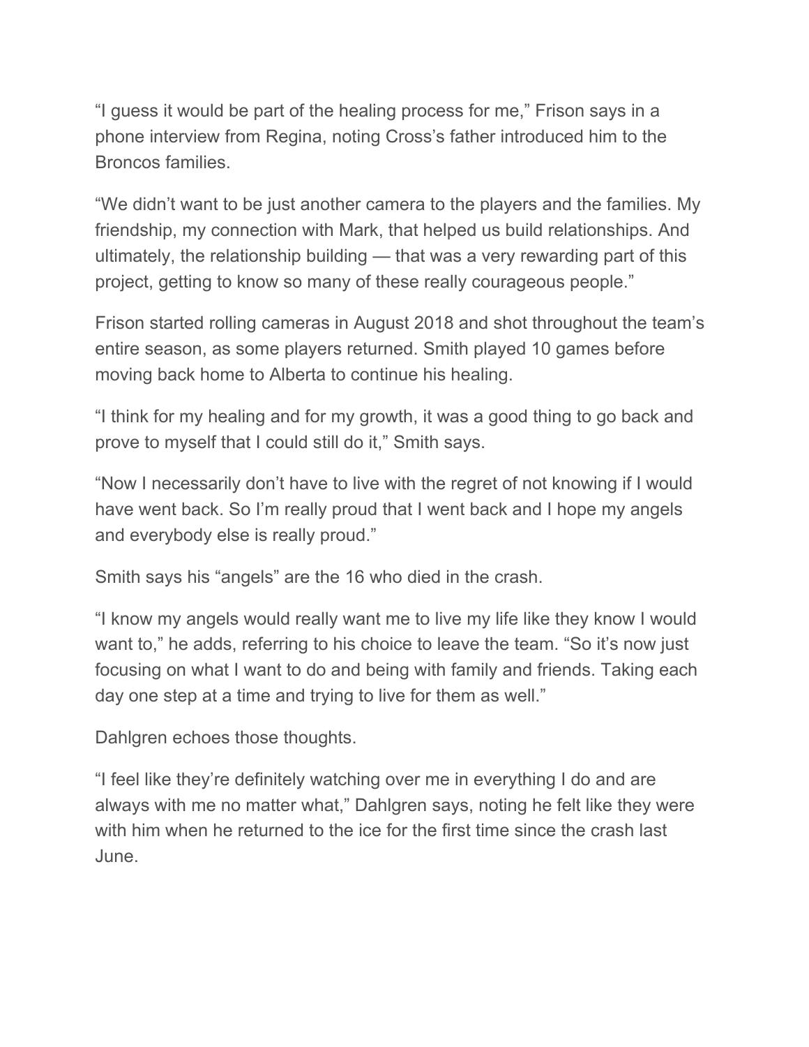"I guess it would be part of the healing process for me," Frison says in a phone interview from Regina, noting Cross's father introduced him to the Broncos families.

"We didn't want to be just another camera to the players and the families. My friendship, my connection with Mark, that helped us build relationships. And ultimately, the relationship building — that was a very rewarding part of this project, getting to know so many of these really courageous people."

Frison started rolling cameras in August 2018 and shot throughout the team's entire season, as some players returned. Smith played 10 games before moving back home to Alberta to continue his healing.

"I think for my healing and for my growth, it was a good thing to go back and prove to myself that I could still do it," Smith says.

"Now I necessarily don't have to live with the regret of not knowing if I would have went back. So I'm really proud that I went back and I hope my angels and everybody else is really proud."

Smith says his "angels" are the 16 who died in the crash.

"I know my angels would really want me to live my life like they know I would want to," he adds, referring to his choice to leave the team. "So it's now just focusing on what I want to do and being with family and friends. Taking each day one step at a time and trying to live for them as well."

Dahlgren echoes those thoughts.

"I feel like they're definitely watching over me in everything I do and are always with me no matter what," Dahlgren says, noting he felt like they were with him when he returned to the ice for the first time since the crash last June.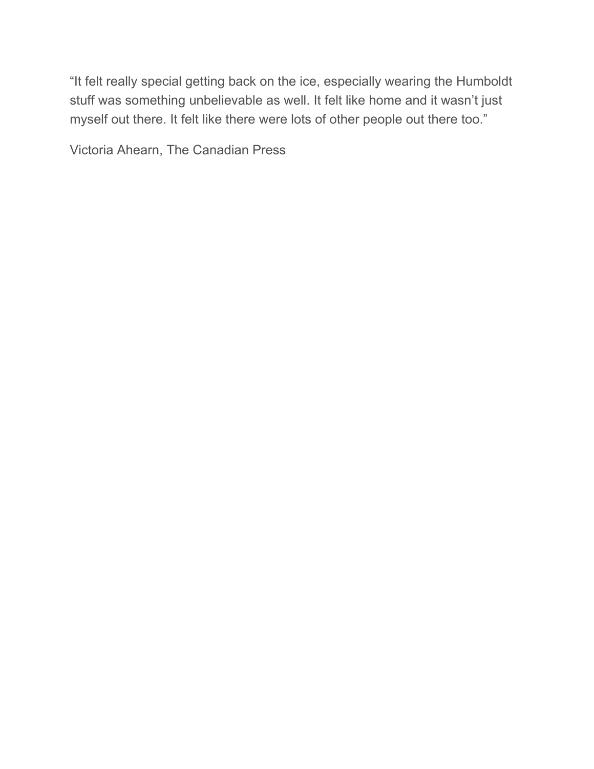"It felt really special getting back on the ice, especially wearing the Humboldt stuff was something unbelievable as well. It felt like home and it wasn't just myself out there. It felt like there were lots of other people out there too."

Victoria Ahearn, The Canadian Press